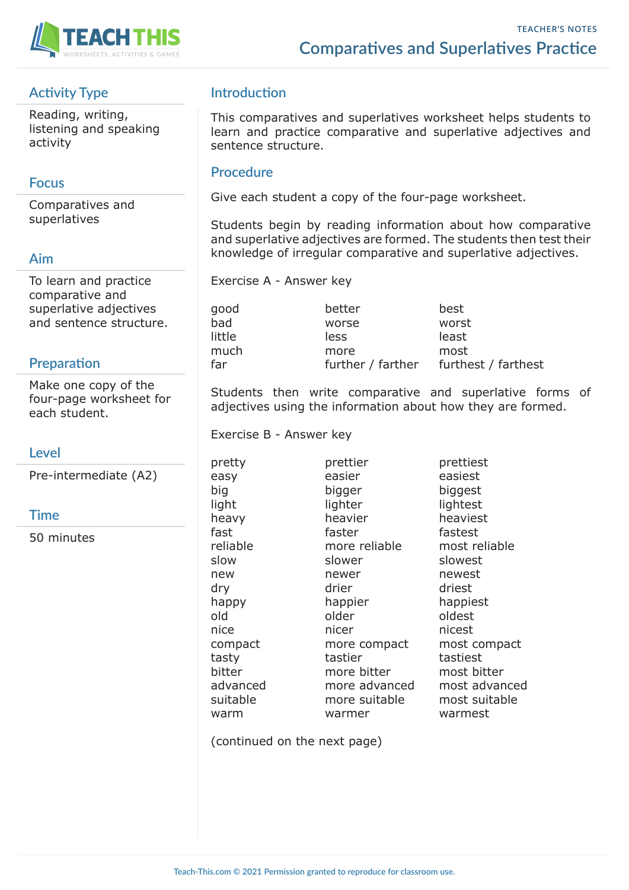TEACHER'S NOTES

# Comparatives and Superlatives Practice

## Activity Type

Reading, writing, listening and speaking activity

## Focus

Comparatives and superlatives

## Aim

To learn and practice comparative and superlative adjectives and sentence structure.

## Preparation

Make one copy of the four-page worksheet for each student.

## Level

Pre-intermediate (A2)

## Time

50 minutes

## Introduction

This comparatives and superlatives worksheet helps students to learn and practice comparative and superlative adjectives and sentence structure.

## Procedure

Give each student a copy of the four-page worksheet.

Students begin by reading information about how comparative and superlative adjectives are formed. The students then test their knowledge of irregular comparative and superlative adjectives.

Exercise A - Answer key

| | | |
|---|---|---|
| good | better | best |
| bad | worse | worst |
| little | less | least |
| much | more | most |
| far | further / farther | furthest / farthest |

Students then write comparative and superlative forms of adjectives using the information about how they are formed.

Exercise B - Answer key

| | | |
|---|---|---|
| pretty | prettier | prettiest |
| easy | easier | easiest |
| big | bigger | biggest |
| light | lighter | lightest |
| heavy | heavier | heaviest |
| fast | faster | fastest |
| reliable | more reliable | most reliable |
| slow | slower | slowest |
| new | newer | newest |
| dry | drier | driest |
| happy | happier | happiest |
| old | older | oldest |
| nice | nicer | nicest |
| compact | more compact | most compact |
| tasty | tastier | tastiest |
| bitter | more bitter | most bitter |
| advanced | more advanced | most advanced |
| suitable | more suitable | most suitable |
| warm | warmer | warmest |

(continued on the next page)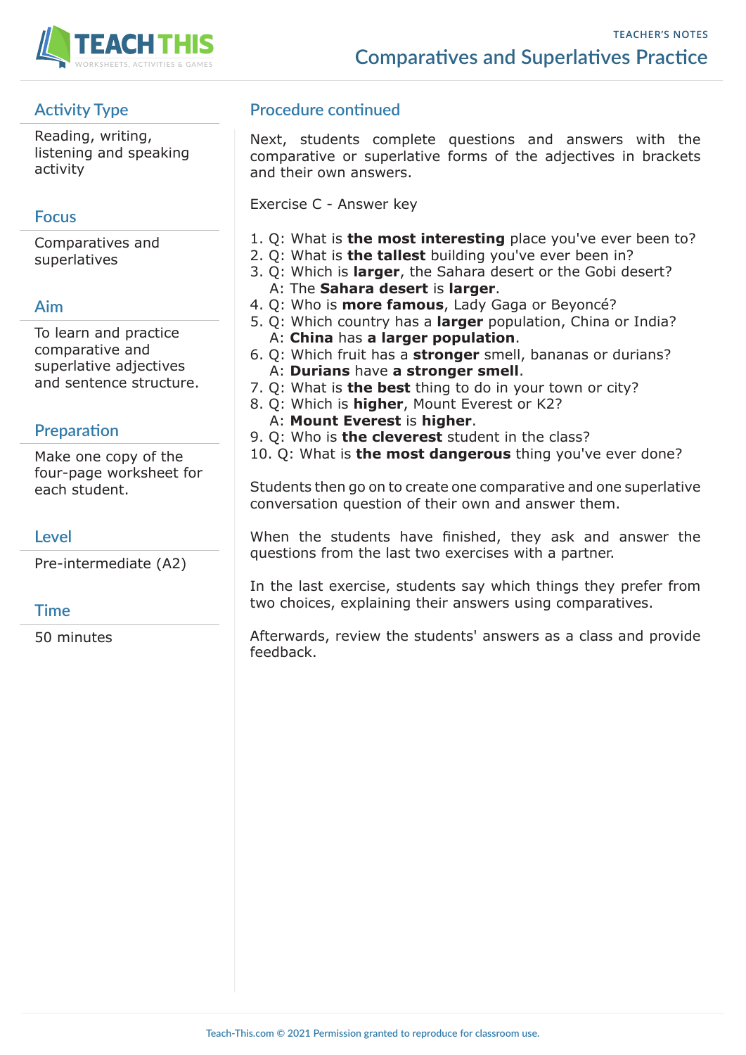# Comparatives and Superlatives Practice

## Activity Type

Reading, writing, listening and speaking activity

## Focus

Comparatives and superlatives

## Aim

To learn and practice comparative and superlative adjectives and sentence structure.

## Preparation

Make one copy of the four-page worksheet for each student.

## Level

Pre-intermediate (A2)

## Time

50 minutes

## Procedure continued

Next, students complete questions and answers with the comparative or superlative forms of the adjectives in brackets and their own answers.

Exercise C - Answer key

1. Q: What is **the most interesting** place you've ever been to?
2. Q: What is **the tallest** building you've ever been in?
3. Q: Which is **larger**, the Sahara desert or the Gobi desert?
   A: The **Sahara desert** is **larger**.
4. Q: Who is **more famous**, Lady Gaga or Beyoncé?
5. Q: Which country has a **larger** population, China or India?
   A: **China** has **a larger population**.
6. Q: Which fruit has a **stronger** smell, bananas or durians?
   A: **Durians** have **a stronger smell**.
7. Q: What is **the best** thing to do in your town or city?
8. Q: Which is **higher**, Mount Everest or K2?
   A: **Mount Everest** is **higher**.
9. Q: Who is **the cleverest** student in the class?
10. Q: What is **the most dangerous** thing you've ever done?

Students then go on to create one comparative and one superlative conversation question of their own and answer them.

When the students have finished, they ask and answer the questions from the last two exercises with a partner.

In the last exercise, students say which things they prefer from two choices, explaining their answers using comparatives.

Afterwards, review the students' answers as a class and provide feedback.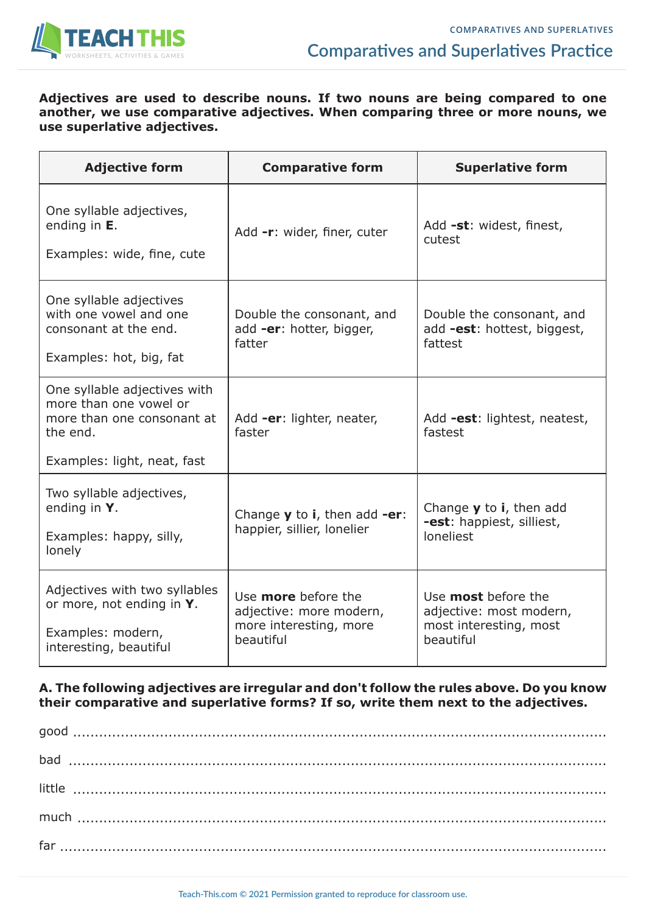# Comparatives and Superlatives Practice

**Adjectives are used to describe nouns. If two nouns are being compared to one another, we use comparative adjectives. When comparing three or more nouns, we use superlative adjectives.**

| Adjective form | Comparative form | Superlative form |
| --- | --- | --- |
| One syllable adjectives, ending in **E**.<br><br>Examples: wide, fine, cute | Add **-r**: wider, finer, cuter | Add **-st**: widest, finest, cutest |
| One syllable adjectives with one vowel and one consonant at the end.<br><br>Examples: hot, big, fat | Double the consonant, and add **-er**: hotter, bigger, fatter | Double the consonant, and add **-est**: hottest, biggest, fattest |
| One syllable adjectives with more than one vowel or more than one consonant at the end.<br><br>Examples: light, neat, fast | Add **-er**: lighter, neater, faster | Add **-est**: lightest, neatest, fastest |
| Two syllable adjectives, ending in **Y**.<br><br>Examples: happy, silly, lonely | Change **y** to **i**, then add **-er**: happier, sillier, lonelier | Change **y** to **i**, then add **-est**: happiest, silliest, loneliest |
| Adjectives with two syllables or more, not ending in **Y**.<br><br>Examples: modern, interesting, beautiful | Use **more** before the adjective: more modern, more interesting, more beautiful | Use **most** before the adjective: most modern, most interesting, most beautiful |

**A. The following adjectives are irregular and don't follow the rules above. Do you know their comparative and superlative forms? If so, write them next to the adjectives.**

good ..........................................................................................................

bad ..........................................................................................................

little ..........................................................................................................

much ..........................................................................................................

far ..........................................................................................................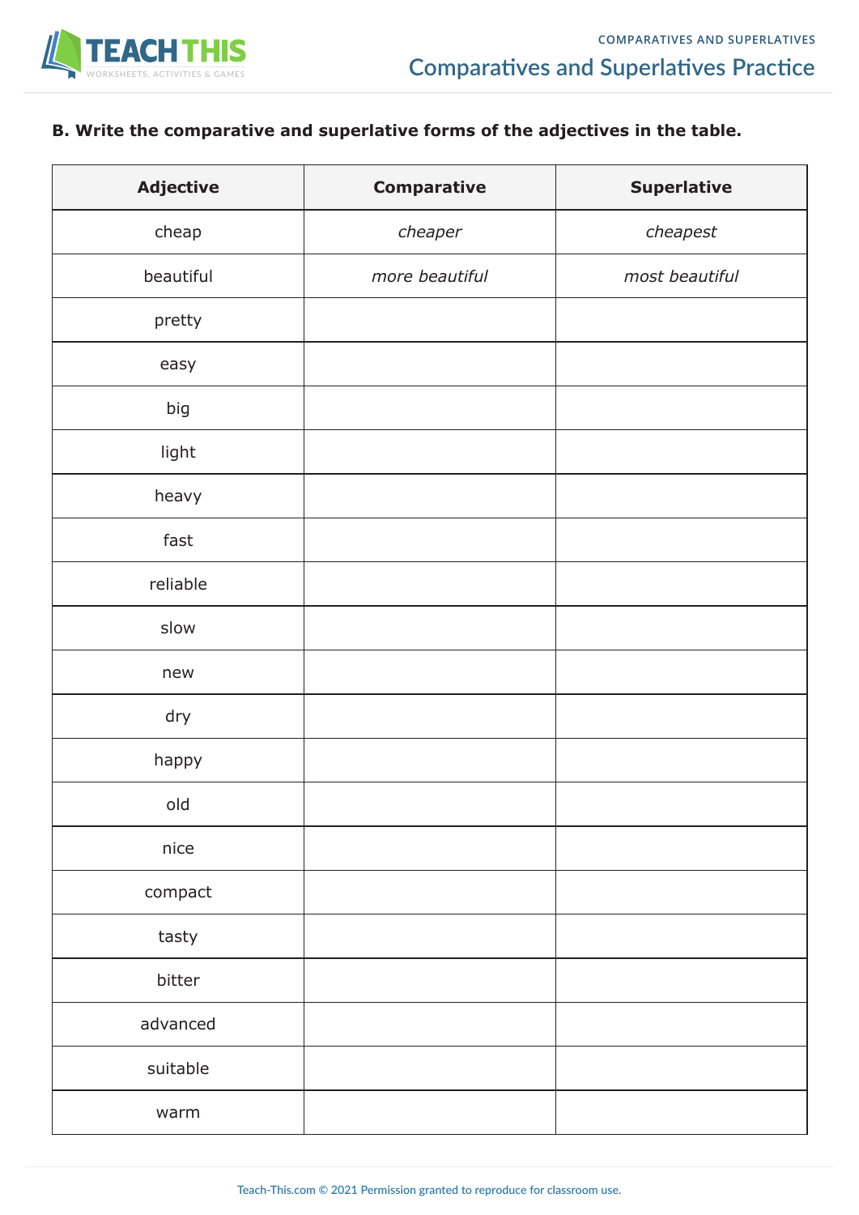**B. Write the comparative and superlative forms of the adjectives in the table.**

| Adjective | Comparative | Superlative |
|---|---|---|
| cheap | *cheaper* | *cheapest* |
| beautiful | *more beautiful* | *most beautiful* |
| pretty | | |
| easy | | |
| big | | |
| light | | |
| heavy | | |
| fast | | |
| reliable | | |
| slow | | |
| new | | |
| dry | | |
| happy | | |
| old | | |
| nice | | |
| compact | | |
| tasty | | |
| bitter | | |
| advanced | | |
| suitable | | |
| warm | | |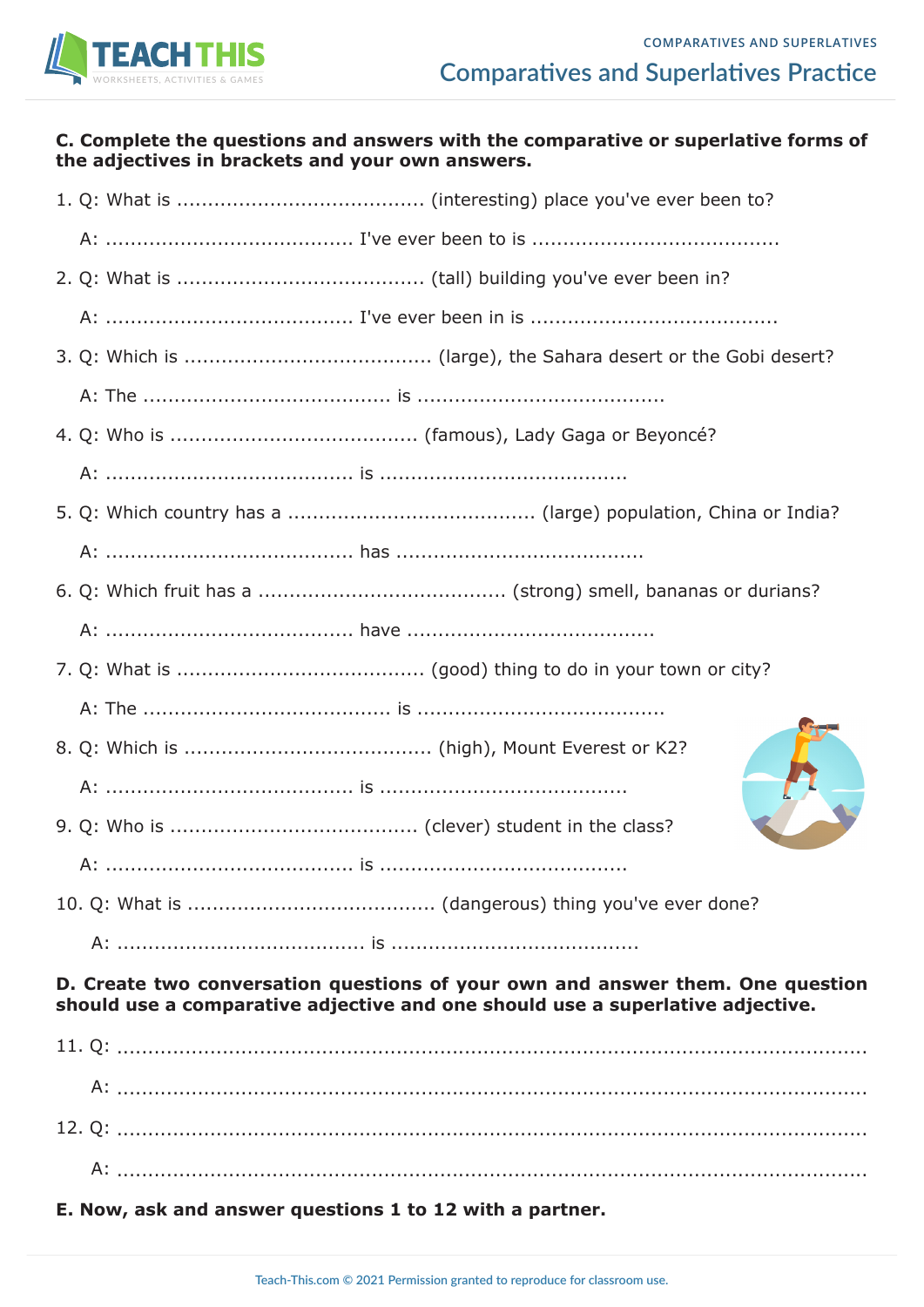**C. Complete the questions and answers with the comparative or superlative forms of the adjectives in brackets and your own answers.**

1. Q: What is ....................................... (interesting) place you've ever been to?

   A: ....................................... I've ever been to is .......................................

2. Q: What is ....................................... (tall) building you've ever been in?

   A: ....................................... I've ever been in is .......................................

3. Q: Which is ....................................... (large), the Sahara desert or the Gobi desert?

   A: The ....................................... is .......................................

4. Q: Who is ....................................... (famous), Lady Gaga or Beyoncé?

   A: ....................................... is .......................................

5. Q: Which country has a ....................................... (large) population, China or India?

   A: ....................................... has .......................................

6. Q: Which fruit has a ....................................... (strong) smell, bananas or durians?

   A: ....................................... have .......................................

7. Q: What is ....................................... (good) thing to do in your town or city?

   A: The ....................................... is .......................................

8. Q: Which is ....................................... (high), Mount Everest or K2?

   A: ....................................... is .......................................

9. Q: Who is ....................................... (clever) student in the class?

   A: ....................................... is .......................................

10. Q: What is ....................................... (dangerous) thing you've ever done?

    A: ....................................... is .......................................

**D. Create two conversation questions of your own and answer them. One question should use a comparative adjective and one should use a superlative adjective.**

11. Q: ..........................................................................................................

    A: ..........................................................................................................

12. Q: ..........................................................................................................

    A: ..........................................................................................................

**E. Now, ask and answer questions 1 to 12 with a partner.**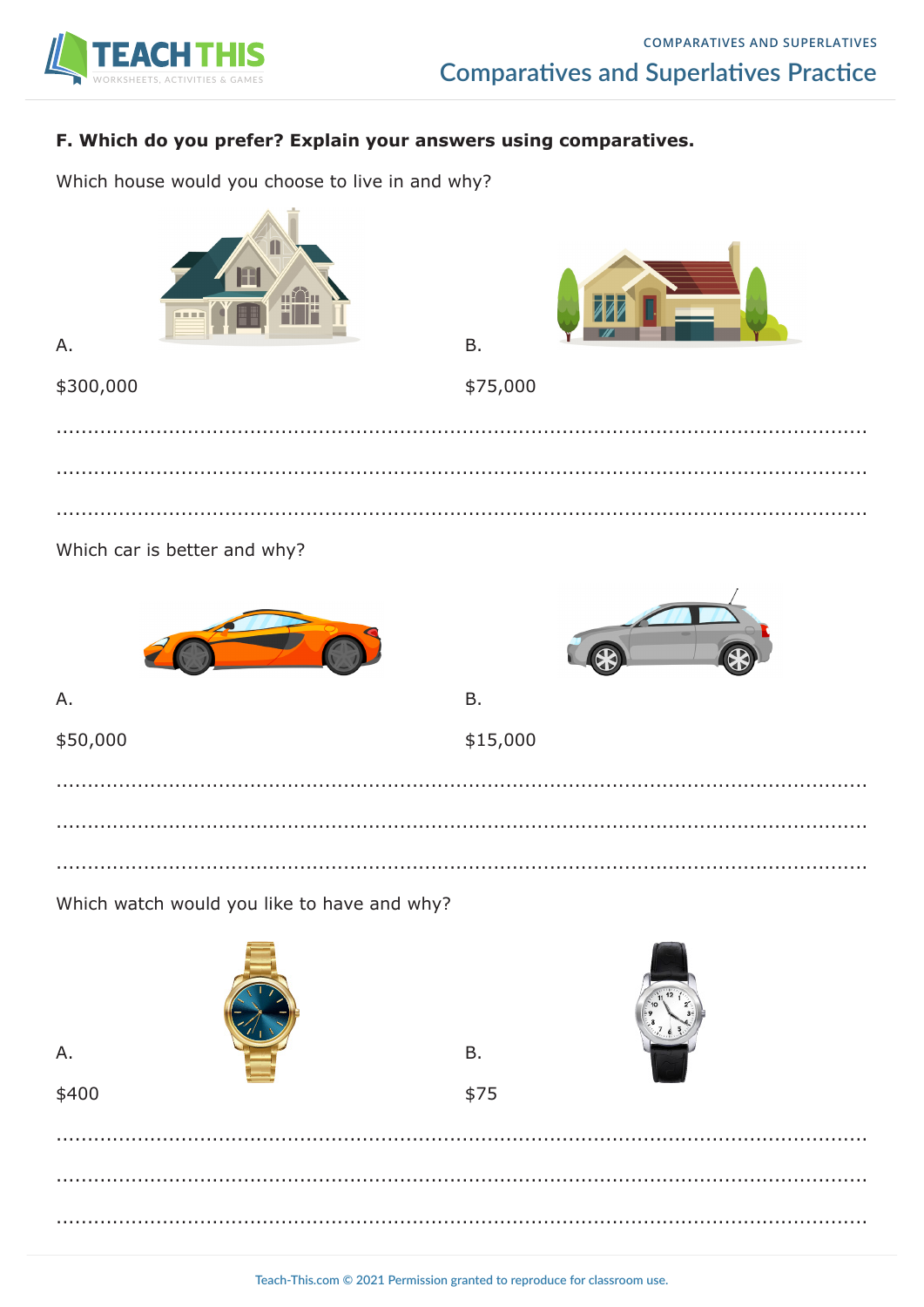## F. Which do you prefer? Explain your answers using comparatives.

Which house would you choose to live in and why?

A.

$300,000

B.

$75,000

..................................................................................................................................

..................................................................................................................................

..................................................................................................................................

Which car is better and why?

A.

$50,000

B.

$15,000

..................................................................................................................................

..................................................................................................................................

..................................................................................................................................

Which watch would you like to have and why?

A.

$400

B.

$75

..................................................................................................................................

..................................................................................................................................

..................................................................................................................................